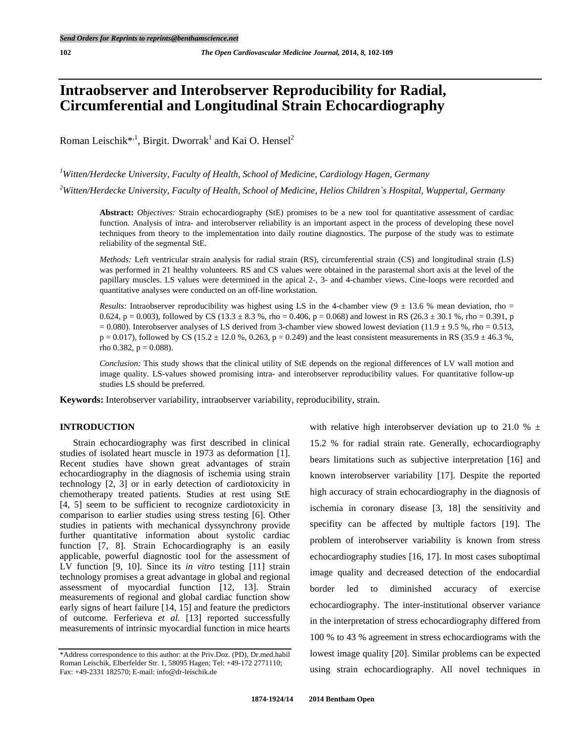# Intraobserver and Interobserver Reproducibility for Radial, Circumferential and Longitudinal Strain Echocardiography

Roman Leischik*[,1], Birgit. Dworrak[1] and Kai O. Hensel[2]

[1] *Witten/Herdecke University, Faculty of Health, School of Medicine, Cardiology Hagen, Germany*

[2] *Witten/Herdecke University, Faculty of Health, School of Medicine, Helios Children`s Hospital, Wuppertal, Germany*

**Abstract:** *Objectives:* Strain echocardiography (StE) promises to be a new tool for quantitative assessment of cardiac function. Analysis of intra- and interobserver reliability is an important aspect in the process of developing these novel techniques from theory to the implementation into daily routine diagnostics. The purpose of the study was to estimate reliability of the segmental StE.

*Methods:* Left ventricular strain analysis for radial strain (RS), circumferential strain (CS) and longitudinal strain (LS) was performed in 21 healthy volunteers. RS and CS values were obtained in the parasternal short axis at the level of the papillary muscles. LS values were determined in the apical 2-, 3- and 4-chamber views. Cine-loops were recorded and quantitative analyses were conducted on an off-line workstation.

*Results:* Intraobserver reproducibility was highest using LS in the 4-chamber view (9 ± 13.6 % mean deviation, rho = 0.624, p = 0.003), followed by CS (13.3 ± 8.3 %, rho = 0.406, p = 0.068) and lowest in RS (26.3 ± 30.1 %, rho = 0.391, p = 0.080). Interobserver analyses of LS derived from 3-chamber view showed lowest deviation (11.9 ± 9.5 %, rho = 0.513, p = 0.017), followed by CS (15.2 ± 12.0 %, 0.263, p = 0.249) and the least consistent measurements in RS (35.9 ± 46.3 %, rho 0.382, p = 0.088).

*Conclusion:* This study shows that the clinical utility of StE depends on the regional differences of LV wall motion and image quality. LS-values showed promising intra- and interobserver reproducibility values. For quantitative follow-up studies LS should be preferred.

**Keywords:** Interobserver variability, intraobserver variability, reproducibility, strain.

## INTRODUCTION

Strain echocardiography was first described in clinical studies of isolated heart muscle in 1973 as deformation [1]. Recent studies have shown great advantages of strain echocardiography in the diagnosis of ischemia using strain technology [2, 3] or in early detection of cardiotoxicity in chemotherapy treated patients. Studies at rest using StE [4, 5] seem to be sufficient to recognize cardiotoxicity in comparison to earlier studies using stress testing [6]. Other studies in patients with mechanical dyssynchrony provide further quantitative information about systolic cardiac function [7, 8]. Strain Echocardiography is an easily applicable, powerful diagnostic tool for the assessment of LV function [9, 10]. Since its *in vitro* testing [11] strain technology promises a great advantage in global and regional assessment of myocardial function [12, 13]. Strain measurements of regional and global cardiac function show early signs of heart failure [14, 15] and feature the predictors of outcome. Ferferieva *et al.* [13] reported successfully measurements of intrinsic myocardial function in mice hearts with relative high interobserver deviation up to 21.0 % ± 15.2 % for radial strain rate. Generally, echocardiography bears limitations such as subjective interpretation [16] and known interobserver variability [17]. Despite the reported high accuracy of strain echocardiography in the diagnosis of ischemia in coronary disease [3, 18] the sensitivity and specifity can be affected by multiple factors [19]. The problem of interobserver variability is known from stress echocardiography studies [16, 17]. In most cases suboptimal image quality and decreased detection of the endocardial border led to diminished accuracy of exercise echocardiography. The inter-institutional observer variance in the interpretation of stress echocardiography differed from 100 % to 43 % agreement in stress echocardiograms with the lowest image quality [20]. Similar problems can be expected using strain echocardiography. All novel techniques in

*Address correspondence to this author: at the Priv.Doz. (PD), Dr.med.habil Roman Leischik, Elberfelder Str. 1, 58095 Hagen; Tel: +49-172 2771110; Fax: +49-2331 182570; E-mail: info@dr-leischik.de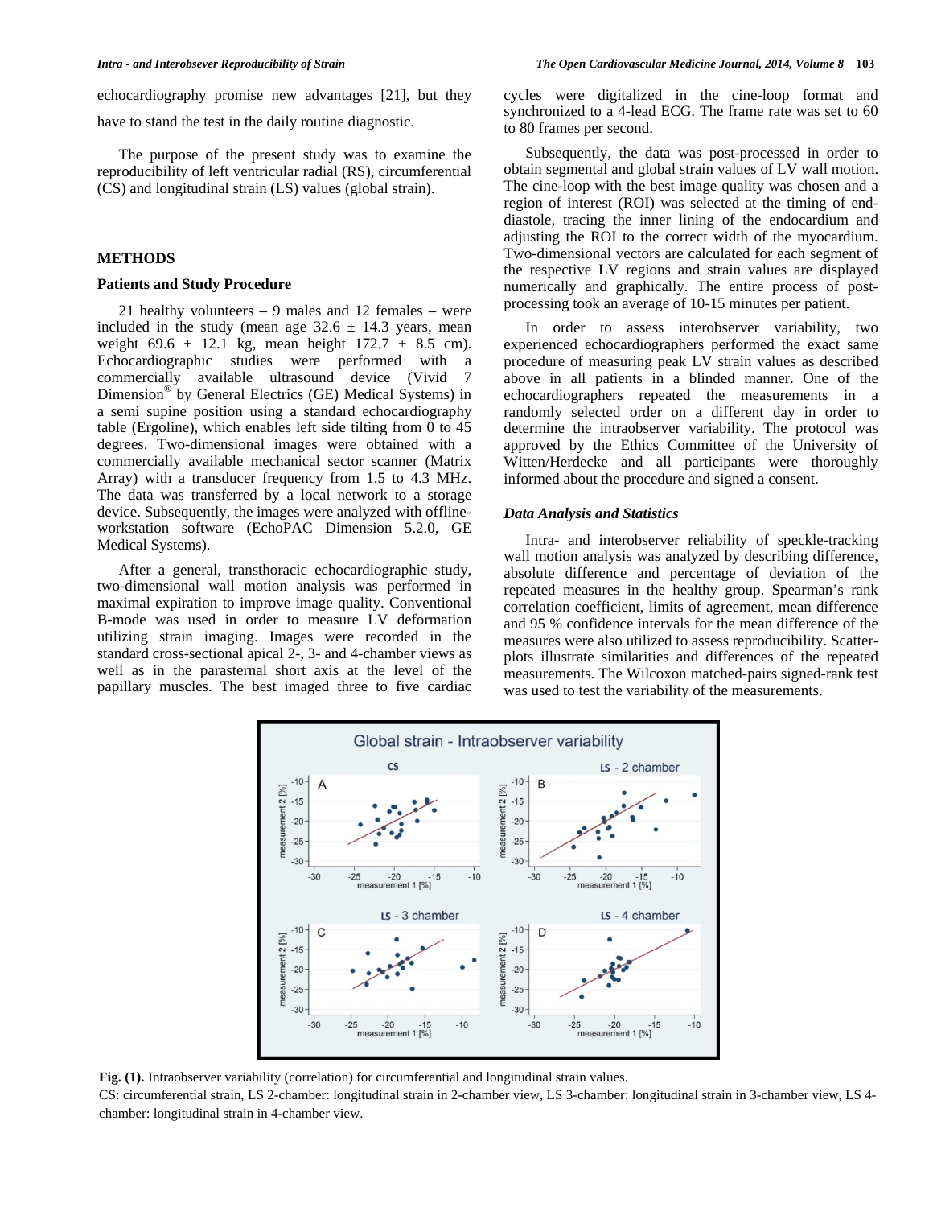echocardiography promise new advantages [21], but they have to stand the test in the daily routine diagnostic.

The purpose of the present study was to examine the reproducibility of left ventricular radial (RS), circumferential (CS) and longitudinal strain (LS) values (global strain).

## METHODS

### Patients and Study Procedure

21 healthy volunteers – 9 males and 12 females – were included in the study (mean age 32.6 ± 14.3 years, mean weight 69.6 ± 12.1 kg, mean height 172.7 ± 8.5 cm). Echocardiographic studies were performed with a commercially available ultrasound device (Vivid 7 Dimension® by General Electrics (GE) Medical Systems) in a semi supine position using a standard echocardiography table (Ergoline), which enables left side tilting from 0 to 45 degrees. Two-dimensional images were obtained with a commercially available mechanical sector scanner (Matrix Array) with a transducer frequency from 1.5 to 4.3 MHz. The data was transferred by a local network to a storage device. Subsequently, the images were analyzed with offline-workstation software (EchoPAC Dimension 5.2.0, GE Medical Systems).

After a general, transthoracic echocardiographic study, two-dimensional wall motion analysis was performed in maximal expiration to improve image quality. Conventional B-mode was used in order to measure LV deformation utilizing strain imaging. Images were recorded in the standard cross-sectional apical 2-, 3- and 4-chamber views as well as in the parasternal short axis at the level of the papillary muscles. The best imaged three to five cardiac cycles were digitalized in the cine-loop format and synchronized to a 4-lead ECG. The frame rate was set to 60 to 80 frames per second.

Subsequently, the data was post-processed in order to obtain segmental and global strain values of LV wall motion. The cine-loop with the best image quality was chosen and a region of interest (ROI) was selected at the timing of end-diastole, tracing the inner lining of the endocardium and adjusting the ROI to the correct width of the myocardium. Two-dimensional vectors are calculated for each segment of the respective LV regions and strain values are displayed numerically and graphically. The entire process of post-processing took an average of 10-15 minutes per patient.

In order to assess interobserver variability, two experienced echocardiographers performed the exact same procedure of measuring peak LV strain values as described above in all patients in a blinded manner. One of the echocardiographers repeated the measurements in a randomly selected order on a different day in order to determine the intraobserver variability. The protocol was approved by the Ethics Committee of the University of Witten/Herdecke and all participants were thoroughly informed about the procedure and signed a consent.

### *Data Analysis and Statistics*

Intra- and interobserver reliability of speckle-tracking wall motion analysis was analyzed by describing difference, absolute difference and percentage of deviation of the repeated measures in the healthy group. Spearman's rank correlation coefficient, limits of agreement, mean difference and 95 % confidence intervals for the mean difference of the measures were also utilized to assess reproducibility. Scatter-plots illustrate similarities and differences of the repeated measurements. The Wilcoxon matched-pairs signed-rank test was used to test the variability of the measurements.

**Fig. (1).** Intraobserver variability (correlation) for circumferential and longitudinal strain values.
CS: circumferential strain, LS 2-chamber: longitudinal strain in 2-chamber view, LS 3-chamber: longitudinal strain in 3-chamber view, LS 4-chamber: longitudinal strain in 4-chamber view.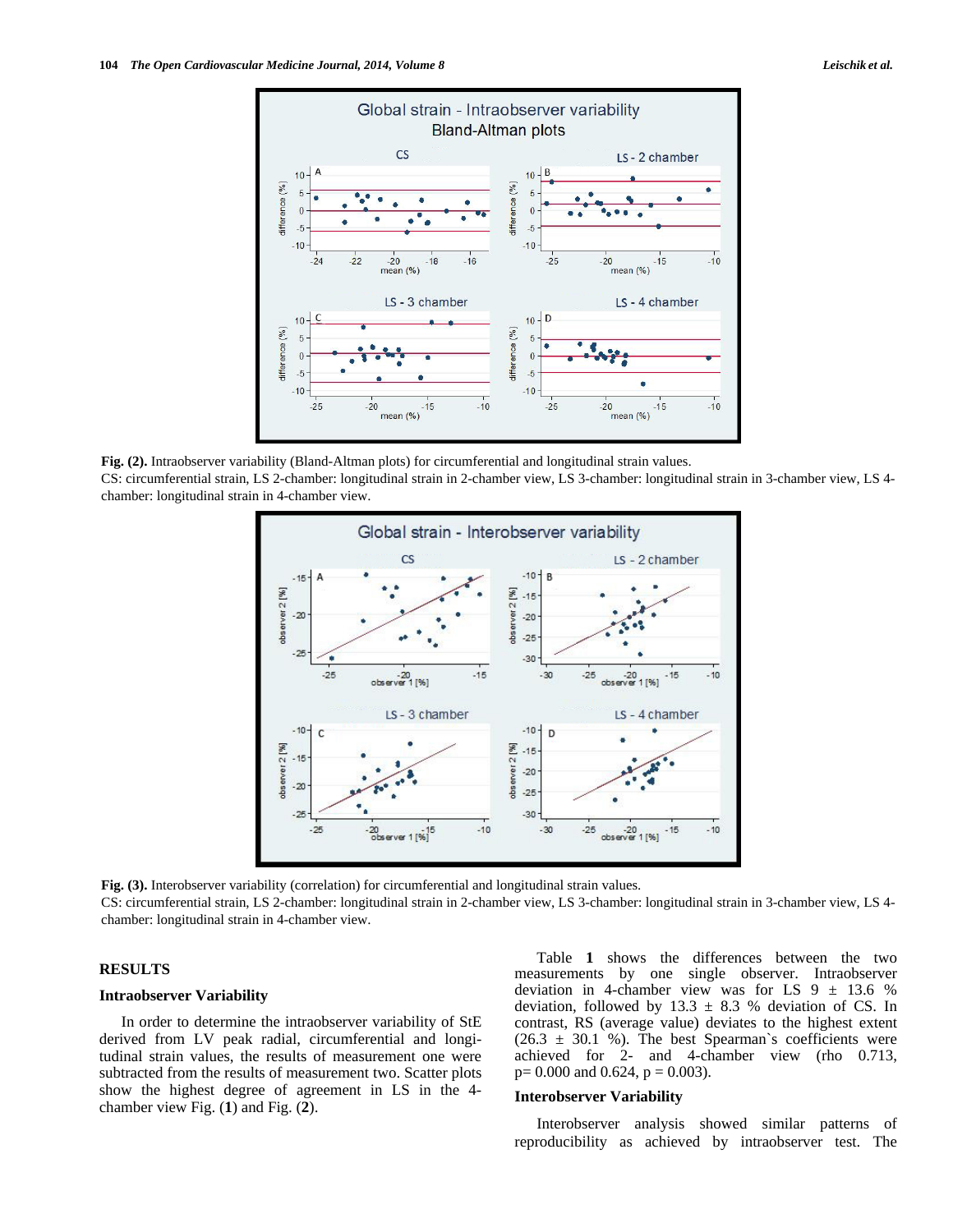**Fig. (2).** Intraobserver variability (Bland-Altman plots) for circumferential and longitudinal strain values.
CS: circumferential strain, LS 2-chamber: longitudinal strain in 2-chamber view, LS 3-chamber: longitudinal strain in 3-chamber view, LS 4-chamber: longitudinal strain in 4-chamber view.

**Fig. (3).** Interobserver variability (correlation) for circumferential and longitudinal strain values.
CS: circumferential strain, LS 2-chamber: longitudinal strain in 2-chamber view, LS 3-chamber: longitudinal strain in 3-chamber view, LS 4-chamber: longitudinal strain in 4-chamber view.

## RESULTS

### Intraobserver Variability

In order to determine the intraobserver variability of StE derived from LV peak radial, circumferential and longitudinal strain values, the results of measurement one were subtracted from the results of measurement two. Scatter plots show the highest degree of agreement in LS in the 4-chamber view Fig. (**1**) and Fig. (**2**).

Table **1** shows the differences between the two measurements by one single observer. Intraobserver deviation in 4-chamber view was for LS 9 ± 13.6 % deviation, followed by 13.3 ± 8.3 % deviation of CS. In contrast, RS (average value) deviates to the highest extent (26.3 ± 30.1 %). The best Spearman`s coefficients were achieved for 2- and 4-chamber view (rho 0.713, p= 0.000 and 0.624, p = 0.003).

### Interobserver Variability

Interobserver analysis showed similar patterns of reproducibility as achieved by intraobserver test. The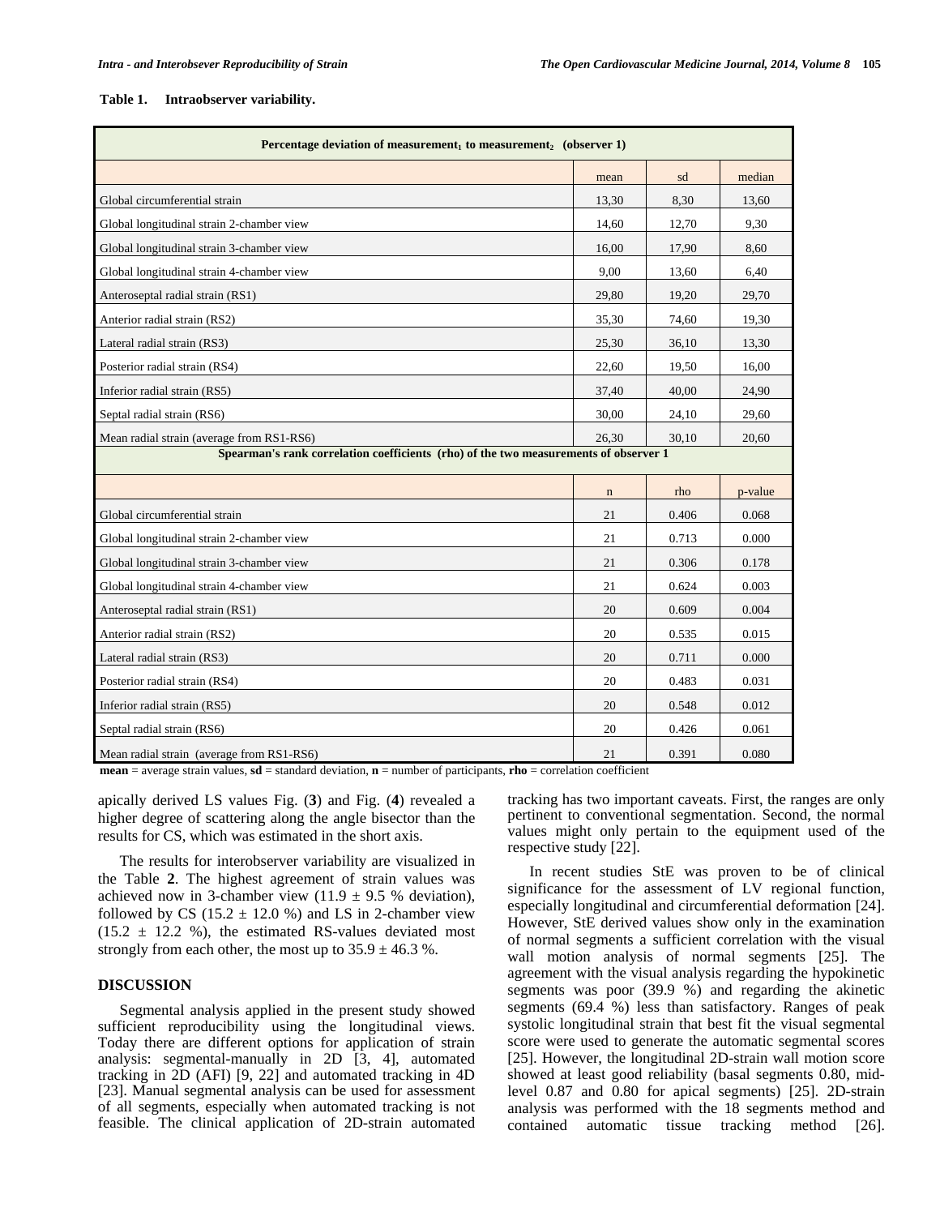**Table 1. Intraobserver variability.**

| Percentage deviation of measurement$_1$ to measurement$_2$ (observer 1) | | | |
|---|---|---|---|
| | mean | sd | median |
| Global circumferential strain | 13,30 | 8,30 | 13,60 |
| Global longitudinal strain 2-chamber view | 14,60 | 12,70 | 9,30 |
| Global longitudinal strain 3-chamber view | 16,00 | 17,90 | 8,60 |
| Global longitudinal strain 4-chamber view | 9,00 | 13,60 | 6,40 |
| Anteroseptal radial strain (RS1) | 29,80 | 19,20 | 29,70 |
| Anterior radial strain (RS2) | 35,30 | 74,60 | 19,30 |
| Lateral radial strain (RS3) | 25,30 | 36,10 | 13,30 |
| Posterior radial strain (RS4) | 22,60 | 19,50 | 16,00 |
| Inferior radial strain (RS5) | 37,40 | 40,00 | 24,90 |
| Septal radial strain (RS6) | 30,00 | 24,10 | 29,60 |
| Mean radial strain (average from RS1-RS6) | 26,30 | 30,10 | 20,60 |
| **Spearman's rank correlation coefficients (rho) of the two measurements of observer 1** | | | |
| | n | rho | p-value |
| Global circumferential strain | 21 | 0.406 | 0.068 |
| Global longitudinal strain 2-chamber view | 21 | 0.713 | 0.000 |
| Global longitudinal strain 3-chamber view | 21 | 0.306 | 0.178 |
| Global longitudinal strain 4-chamber view | 21 | 0.624 | 0.003 |
| Anteroseptal radial strain (RS1) | 20 | 0.609 | 0.004 |
| Anterior radial strain (RS2) | 20 | 0.535 | 0.015 |
| Lateral radial strain (RS3) | 20 | 0.711 | 0.000 |
| Posterior radial strain (RS4) | 20 | 0.483 | 0.031 |
| Inferior radial strain (RS5) | 20 | 0.548 | 0.012 |
| Septal radial strain (RS6) | 20 | 0.426 | 0.061 |
| Mean radial strain (average from RS1-RS6) | 21 | 0.391 | 0.080 |

**mean** = average strain values, **sd** = standard deviation, **n** = number of participants, **rho** = correlation coefficient

apically derived LS values Fig. (**3**) and Fig. (**4**) revealed a higher degree of scattering along the angle bisector than the results for CS, which was estimated in the short axis.

The results for interobserver variability are visualized in the Table **2**. The highest agreement of strain values was achieved now in 3-chamber view (11.9 ± 9.5 % deviation), followed by CS (15.2 ± 12.0 %) and LS in 2-chamber view (15.2 ± 12.2 %), the estimated RS-values deviated most strongly from each other, the most up to 35.9 ± 46.3 %.

## DISCUSSION

Segmental analysis applied in the present study showed sufficient reproducibility using the longitudinal views. Today there are different options for application of strain analysis: segmental-manually in 2D [3, 4], automated tracking in 2D (AFI) [9, 22] and automated tracking in 4D [23]. Manual segmental analysis can be used for assessment of all segments, especially when automated tracking is not feasible. The clinical application of 2D-strain automated tracking has two important caveats. First, the ranges are only pertinent to conventional segmentation. Second, the normal values might only pertain to the equipment used of the respective study [22].

In recent studies StE was proven to be of clinical significance for the assessment of LV regional function, especially longitudinal and circumferential deformation [24]. However, StE derived values show only in the examination of normal segments a sufficient correlation with the visual wall motion analysis of normal segments [25]. The agreement with the visual analysis regarding the hypokinetic segments was poor (39.9 %) and regarding the akinetic segments (69.4 %) less than satisfactory. Ranges of peak systolic longitudinal strain that best fit the visual segmental score were used to generate the automatic segmental scores [25]. However, the longitudinal 2D-strain wall motion score showed at least good reliability (basal segments 0.80, mid-level 0.87 and 0.80 for apical segments) [25]. 2D-strain analysis was performed with the 18 segments method and contained automatic tissue tracking method [26].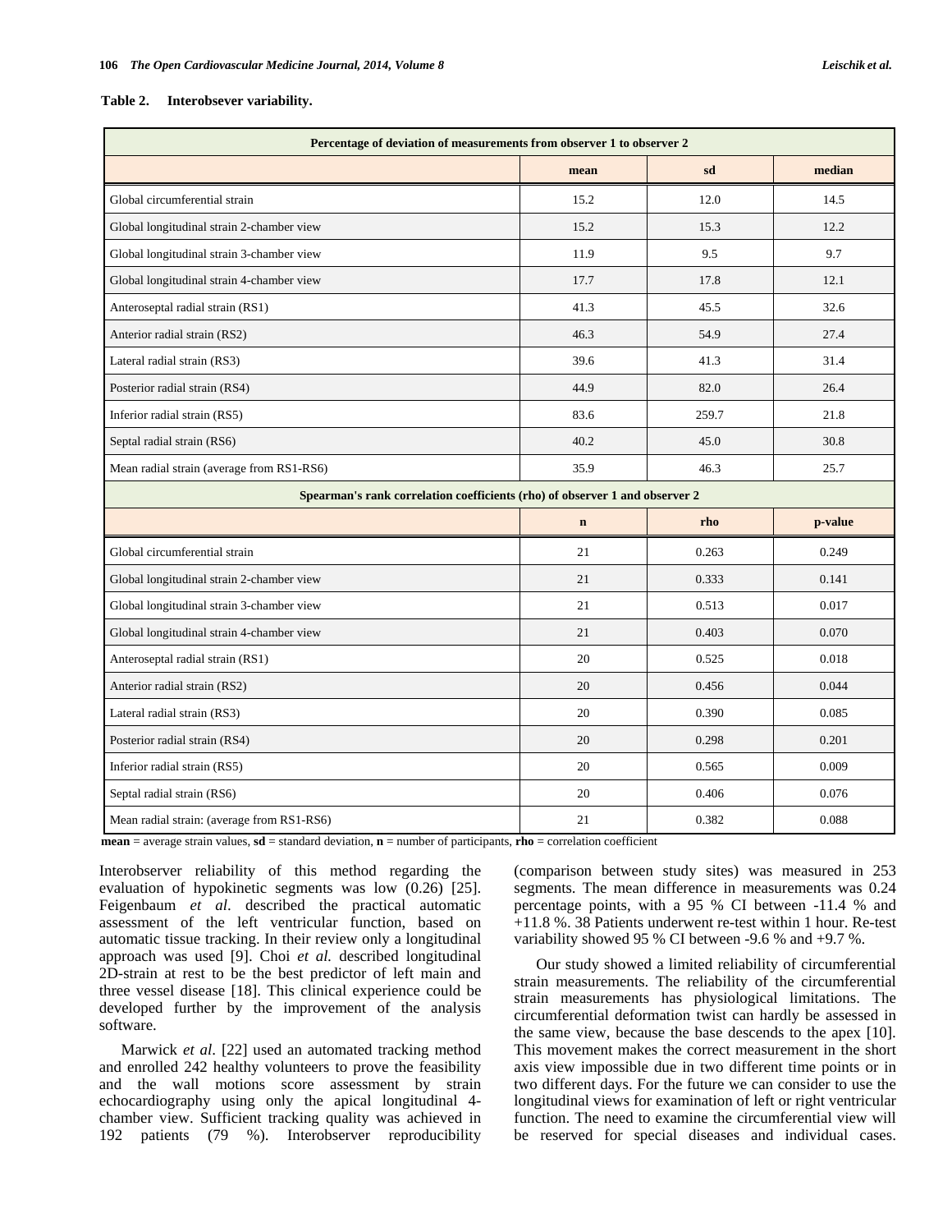**Table 2. Interobsever variability.**

| Percentage of deviation of measurements from observer 1 to observer 2 | | | |
|---|---|---|---|
| | **mean** | **sd** | **median** |
| Global circumferential strain | 15.2 | 12.0 | 14.5 |
| Global longitudinal strain 2-chamber view | 15.2 | 15.3 | 12.2 |
| Global longitudinal strain 3-chamber view | 11.9 | 9.5 | 9.7 |
| Global longitudinal strain 4-chamber view | 17.7 | 17.8 | 12.1 |
| Anteroseptal radial strain (RS1) | 41.3 | 45.5 | 32.6 |
| Anterior radial strain (RS2) | 46.3 | 54.9 | 27.4 |
| Lateral radial strain (RS3) | 39.6 | 41.3 | 31.4 |
| Posterior radial strain (RS4) | 44.9 | 82.0 | 26.4 |
| Inferior radial strain (RS5) | 83.6 | 259.7 | 21.8 |
| Septal radial strain (RS6) | 40.2 | 45.0 | 30.8 |
| Mean radial strain (average from RS1-RS6) | 35.9 | 46.3 | 25.7 |
| **Spearman's rank correlation coefficients (rho) of observer 1 and observer 2** | | | |
| | **n** | **rho** | **p-value** |
| Global circumferential strain | 21 | 0.263 | 0.249 |
| Global longitudinal strain 2-chamber view | 21 | 0.333 | 0.141 |
| Global longitudinal strain 3-chamber view | 21 | 0.513 | 0.017 |
| Global longitudinal strain 4-chamber view | 21 | 0.403 | 0.070 |
| Anteroseptal radial strain (RS1) | 20 | 0.525 | 0.018 |
| Anterior radial strain (RS2) | 20 | 0.456 | 0.044 |
| Lateral radial strain (RS3) | 20 | 0.390 | 0.085 |
| Posterior radial strain (RS4) | 20 | 0.298 | 0.201 |
| Inferior radial strain (RS5) | 20 | 0.565 | 0.009 |
| Septal radial strain (RS6) | 20 | 0.406 | 0.076 |
| Mean radial strain: (average from RS1-RS6) | 21 | 0.382 | 0.088 |

**mean** = average strain values, **sd** = standard deviation, **n** = number of participants, **rho** = correlation coefficient

Interobserver reliability of this method regarding the evaluation of hypokinetic segments was low (0.26) [25]. Feigenbaum *et al*. described the practical automatic assessment of the left ventricular function, based on automatic tissue tracking. In their review only a longitudinal approach was used [9]. Choi *et al.* described longitudinal 2D-strain at rest to be the best predictor of left main and three vessel disease [18]. This clinical experience could be developed further by the improvement of the analysis software.

Marwick *et al*. [22] used an automated tracking method and enrolled 242 healthy volunteers to prove the feasibility and the wall motions score assessment by strain echocardiography using only the apical longitudinal 4-chamber view. Sufficient tracking quality was achieved in 192 patients (79 %). Interobserver reproducibility (comparison between study sites) was measured in 253 segments. The mean difference in measurements was 0.24 percentage points, with a 95 % CI between -11.4 % and +11.8 %. 38 Patients underwent re-test within 1 hour. Re-test variability showed 95 % CI between -9.6 % and +9.7 %.

Our study showed a limited reliability of circumferential strain measurements. The reliability of the circumferential strain measurements has physiological limitations. The circumferential deformation twist can hardly be assessed in the same view, because the base descends to the apex [10]. This movement makes the correct measurement in the short axis view impossible due in two different time points or in two different days. For the future we can consider to use the longitudinal views for examination of left or right ventricular function. The need to examine the circumferential view will be reserved for special diseases and individual cases.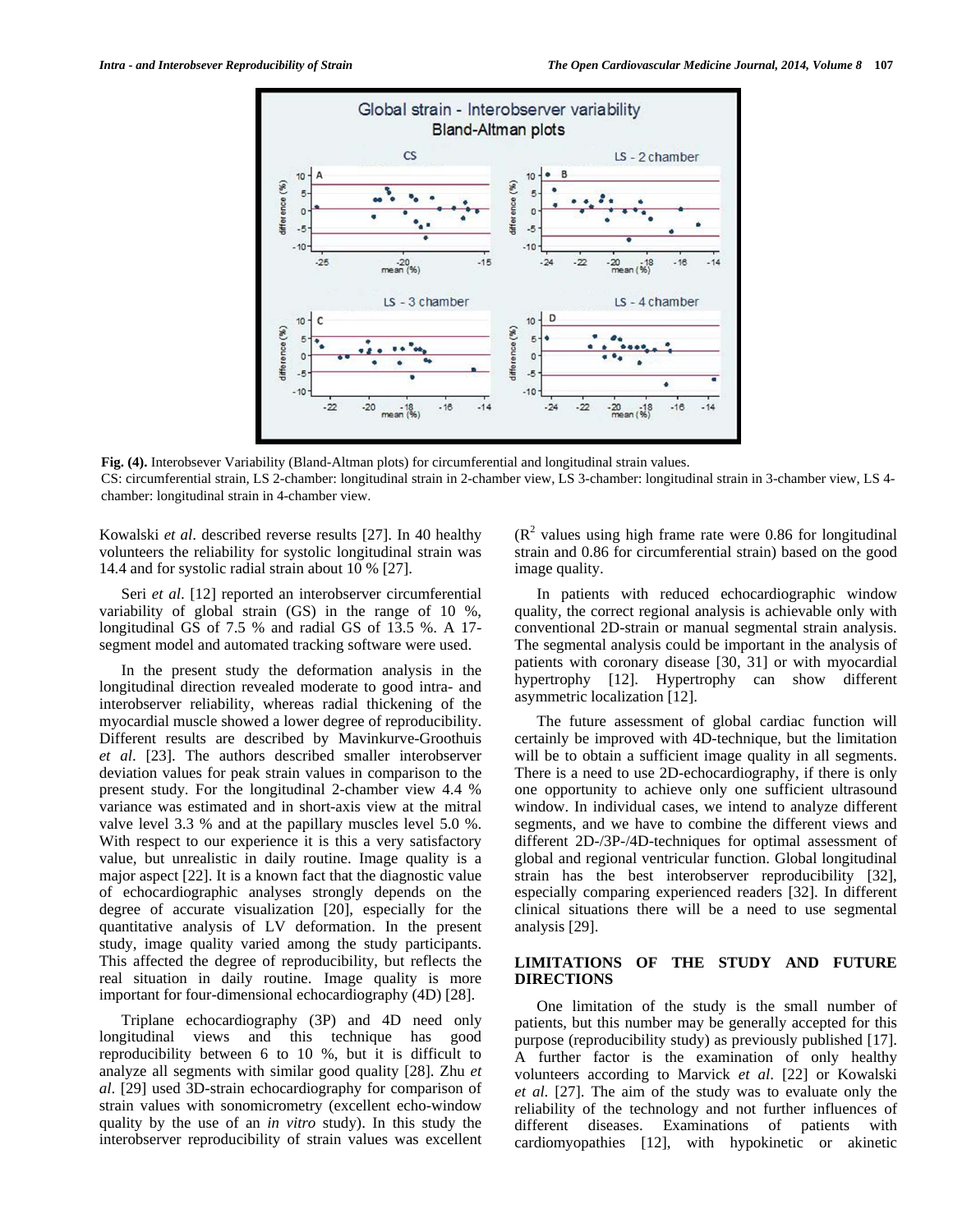**Fig. (4).** Interobsever Variability (Bland-Altman plots) for circumferential and longitudinal strain values.
CS: circumferential strain, LS 2-chamber: longitudinal strain in 2-chamber view, LS 3-chamber: longitudinal strain in 3-chamber view, LS 4-chamber: longitudinal strain in 4-chamber view.

Kowalski *et al*. described reverse results [27]. In 40 healthy volunteers the reliability for systolic longitudinal strain was 14.4 and for systolic radial strain about 10 % [27].

Seri *et al*. [12] reported an interobserver circumferential variability of global strain (GS) in the range of 10 %, longitudinal GS of 7.5 % and radial GS of 13.5 %. A 17-segment model and automated tracking software were used.

In the present study the deformation analysis in the longitudinal direction revealed moderate to good intra- and interobserver reliability, whereas radial thickening of the myocardial muscle showed a lower degree of reproducibility. Different results are described by Mavinkurve-Groothuis *et al*. [23]. The authors described smaller interobserver deviation values for peak strain values in comparison to the present study. For the longitudinal 2-chamber view 4.4 % variance was estimated and in short-axis view at the mitral valve level 3.3 % and at the papillary muscles level 5.0 %. With respect to our experience it is this a very satisfactory value, but unrealistic in daily routine. Image quality is a major aspect [22]. It is a known fact that the diagnostic value of echocardiographic analyses strongly depends on the degree of accurate visualization [20], especially for the quantitative analysis of LV deformation. In the present study, image quality varied among the study participants. This affected the degree of reproducibility, but reflects the real situation in daily routine. Image quality is more important for four-dimensional echocardiography (4D) [28].

Triplane echocardiography (3P) and 4D need only longitudinal views and this technique has good reproducibility between 6 to 10 %, but it is difficult to analyze all segments with similar good quality [28]. Zhu *et al*. [29] used 3D-strain echocardiography for comparison of strain values with sonomicrometry (excellent echo-window quality by the use of an *in vitro* study). In this study the interobserver reproducibility of strain values was excellent ($R^2$ values using high frame rate were 0.86 for longitudinal strain and 0.86 for circumferential strain) based on the good image quality.

In patients with reduced echocardiographic window quality, the correct regional analysis is achievable only with conventional 2D-strain or manual segmental strain analysis. The segmental analysis could be important in the analysis of patients with coronary disease [30, 31] or with myocardial hypertrophy [12]. Hypertrophy can show different asymmetric localization [12].

The future assessment of global cardiac function will certainly be improved with 4D-technique, but the limitation will be to obtain a sufficient image quality in all segments. There is a need to use 2D-echocardiography, if there is only one opportunity to achieve only one sufficient ultrasound window. In individual cases, we intend to analyze different segments, and we have to combine the different views and different 2D-/3P-/4D-techniques for optimal assessment of global and regional ventricular function. Global longitudinal strain has the best interobserver reproducibility [32], especially comparing experienced readers [32]. In different clinical situations there will be a need to use segmental analysis [29].

## LIMITATIONS OF THE STUDY AND FUTURE DIRECTIONS

One limitation of the study is the small number of patients, but this number may be generally accepted for this purpose (reproducibility study) as previously published [17]. A further factor is the examination of only healthy volunteers according to Marvick *et al*. [22] or Kowalski *et al*. [27]. The aim of the study was to evaluate only the reliability of the technology and not further influences of different diseases. Examinations of patients with cardiomyopathies [12], with hypokinetic or akinetic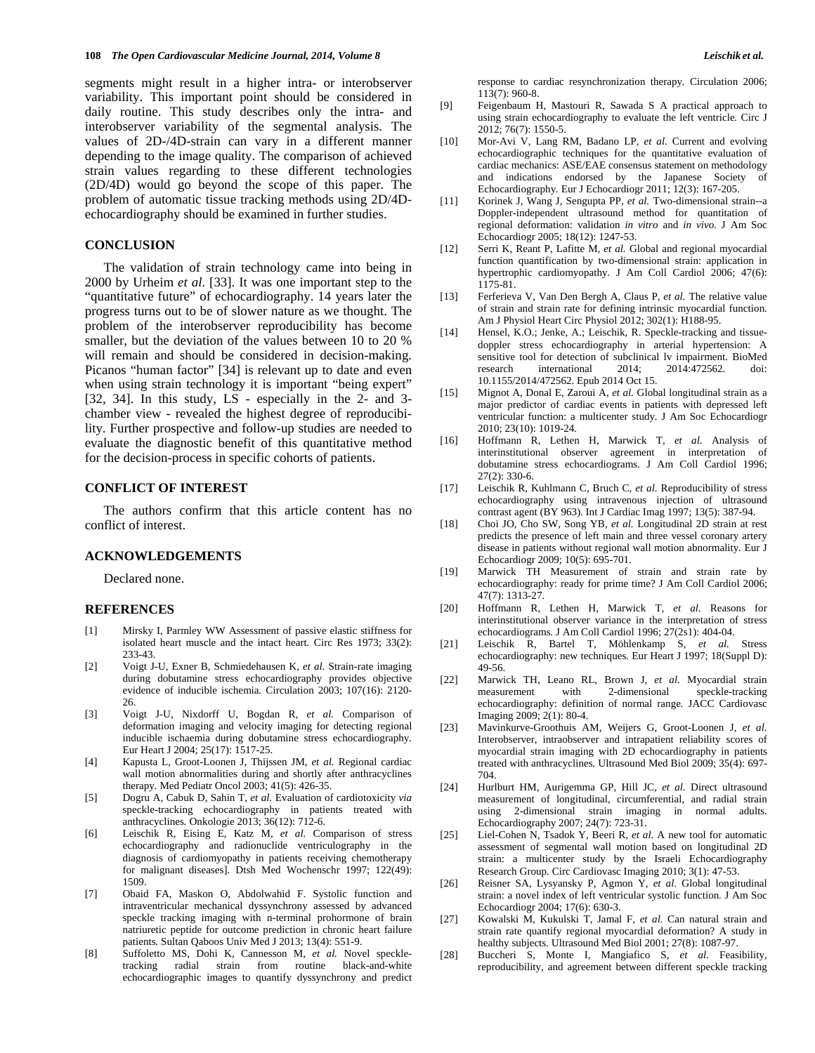segments might result in a higher intra- or interobserver variability. This important point should be considered in daily routine. This study describes only the intra- and interobserver variability of the segmental analysis. The values of 2D-/4D-strain can vary in a different manner depending to the image quality. The comparison of achieved strain values regarding to these different technologies (2D/4D) would go beyond the scope of this paper. The problem of automatic tissue tracking methods using 2D/4D-echocardiography should be examined in further studies.

## CONCLUSION

The validation of strain technology came into being in 2000 by Urheim *et al*. [33]. It was one important step to the "quantitative future" of echocardiography. 14 years later the progress turns out to be of slower nature as we thought. The problem of the interobserver reproducibility has become smaller, but the deviation of the values between 10 to 20 % will remain and should be considered in decision-making. Picanos "human factor" [34] is relevant up to date and even when using strain technology it is important "being expert" [32, 34]. In this study, LS - especially in the 2- and 3-chamber view - revealed the highest degree of reproducibility. Further prospective and follow-up studies are needed to evaluate the diagnostic benefit of this quantitative method for the decision-process in specific cohorts of patients.

## CONFLICT OF INTEREST

The authors confirm that this article content has no conflict of interest.

## ACKNOWLEDGEMENTS

Declared none.

## REFERENCES

[1] Mirsky I, Parmley WW Assessment of passive elastic stiffness for isolated heart muscle and the intact heart. Circ Res 1973; 33(2): 233-43.

[2] Voigt J-U, Exner B, Schmiedehausen K, *et al.* Strain-rate imaging during dobutamine stress echocardiography provides objective evidence of inducible ischemia. Circulation 2003; 107(16): 2120-26.

[3] Voigt J-U, Nixdorff U, Bogdan R, *et al.* Comparison of deformation imaging and velocity imaging for detecting regional inducible ischaemia during dobutamine stress echocardiography. Eur Heart J 2004; 25(17): 1517-25.

[4] Kapusta L, Groot-Loonen J, Thijssen JM, *et al.* Regional cardiac wall motion abnormalities during and shortly after anthracyclines therapy. Med Pediatr Oncol 2003; 41(5): 426-35.

[5] Dogru A, Cabuk D, Sahin T, *et al.* Evaluation of cardiotoxicity *via* speckle-tracking echocardiography in patients treated with anthracyclines. Onkologie 2013; 36(12): 712-6.

[6] Leischik R, Eising E, Katz M, *et al.* Comparison of stress echocardiography and radionuclide ventriculography in the diagnosis of cardiomyopathy in patients receiving chemotherapy for malignant diseases]. Dtsh Med Wochenschr 1997; 122(49): 1509.

[7] Obaid FA, Maskon O, Abdolwahid F. Systolic function and intraventricular mechanical dyssynchrony assessed by advanced speckle tracking imaging with n-terminal prohormone of brain natriuretic peptide for outcome prediction in chronic heart failure patients. Sultan Qaboos Univ Med J 2013; 13(4): 551-9.

[8] Suffoletto MS, Dohi K, Cannesson M, *et al.* Novel speckle-tracking radial strain from routine black-and-white echocardiographic images to quantify dyssynchrony and predict response to cardiac resynchronization therapy. Circulation 2006; 113(7): 960-8.

[9] Feigenbaum H, Mastouri R, Sawada S A practical approach to using strain echocardiography to evaluate the left ventricle. Circ J 2012; 76(7): 1550-5.

[10] Mor-Avi V, Lang RM, Badano LP, *et al.* Current and evolving echocardiographic techniques for the quantitative evaluation of cardiac mechanics: ASE/EAE consensus statement on methodology and indications endorsed by the Japanese Society of Echocardiography. Eur J Echocardiogr 2011; 12(3): 167-205.

[11] Korinek J, Wang J, Sengupta PP, *et al.* Two-dimensional strain--a Doppler-independent ultrasound method for quantitation of regional deformation: validation *in vitro* and *in vivo*. J Am Soc Echocardiogr 2005; 18(12): 1247-53.

[12] Serri K, Reant P, Lafitte M, *et al.* Global and regional myocardial function quantification by two-dimensional strain: application in hypertrophic cardiomyopathy. J Am Coll Cardiol 2006; 47(6): 1175-81.

[13] Ferferieva V, Van Den Bergh A, Claus P, *et al.* The relative value of strain and strain rate for defining intrinsic myocardial function. Am J Physiol Heart Circ Physiol 2012; 302(1): H188-95.

[14] Hensel, K.O.; Jenke, A.; Leischik, R. Speckle-tracking and tissue-doppler stress echocardiography in arterial hypertension: A sensitive tool for detection of subclinical lv impairment. BioMed research international 2014; 2014:472562. doi: 10.1155/2014/472562. Epub 2014 Oct 15.

[15] Mignot A, Donal E, Zaroui A, *et al.* Global longitudinal strain as a major predictor of cardiac events in patients with depressed left ventricular function: a multicenter study. J Am Soc Echocardiogr 2010; 23(10): 1019-24.

[16] Hoffmann R, Lethen H, Marwick T, *et al.* Analysis of interinstitutional observer agreement in interpretation of dobutamine stress echocardiograms. J Am Coll Cardiol 1996; 27(2): 330-6.

[17] Leischik R, Kuhlmann C, Bruch C, *et al.* Reproducibility of stress echocardiography using intravenous injection of ultrasound contrast agent (BY 963). Int J Cardiac Imag 1997; 13(5): 387-94.

[18] Choi JO, Cho SW, Song YB, *et al.* Longitudinal 2D strain at rest predicts the presence of left main and three vessel coronary artery disease in patients without regional wall motion abnormality. Eur J Echocardiogr 2009; 10(5): 695-701.

[19] Marwick TH Measurement of strain and strain rate by echocardiography: ready for prime time? J Am Coll Cardiol 2006; 47(7): 1313-27.

[20] Hoffmann R, Lethen H, Marwick T, *et al.* Reasons for interinstitutional observer variance in the interpretation of stress echocardiograms. J Am Coll Cardiol 1996; 27(2s1): 404-04.

[21] Leischik R, Bartel T, Möhlenkamp S, *et al.* Stress echocardiography: new techniques. Eur Heart J 1997; 18(Suppl D): 49-56.

[22] Marwick TH, Leano RL, Brown J, *et al.* Myocardial strain measurement with 2-dimensional speckle-tracking echocardiography: definition of normal range. JACC Cardiovasc Imaging 2009; 2(1): 80-4.

[23] Mavinkurve-Groothuis AM, Weijers G, Groot-Loonen J, *et al.* Interobserver, intraobserver and intrapatient reliability scores of myocardial strain imaging with 2D echocardiography in patients treated with anthracyclines. Ultrasound Med Biol 2009; 35(4): 697-704.

[24] Hurlburt HM, Aurigemma GP, Hill JC, *et al.* Direct ultrasound measurement of longitudinal, circumferential, and radial strain using 2-dimensional strain imaging in normal adults. Echocardiography 2007; 24(7): 723-31.

[25] Liel-Cohen N, Tsadok Y, Beeri R, *et al.* A new tool for automatic assessment of segmental wall motion based on longitudinal 2D strain: a multicenter study by the Israeli Echocardiography Research Group. Circ Cardiovasc Imaging 2010; 3(1): 47-53.

[26] Reisner SA, Lysyansky P, Agmon Y, *et al.* Global longitudinal strain: a novel index of left ventricular systolic function. J Am Soc Echocardiogr 2004; 17(6): 630-3.

[27] Kowalski M, Kukulski T, Jamal F, *et al.* Can natural strain and strain rate quantify regional myocardial deformation? A study in healthy subjects. Ultrasound Med Biol 2001; 27(8): 1087-97.

[28] Buccheri S, Monte I, Mangiafico S, *et al.* Feasibility, reproducibility, and agreement between different speckle tracking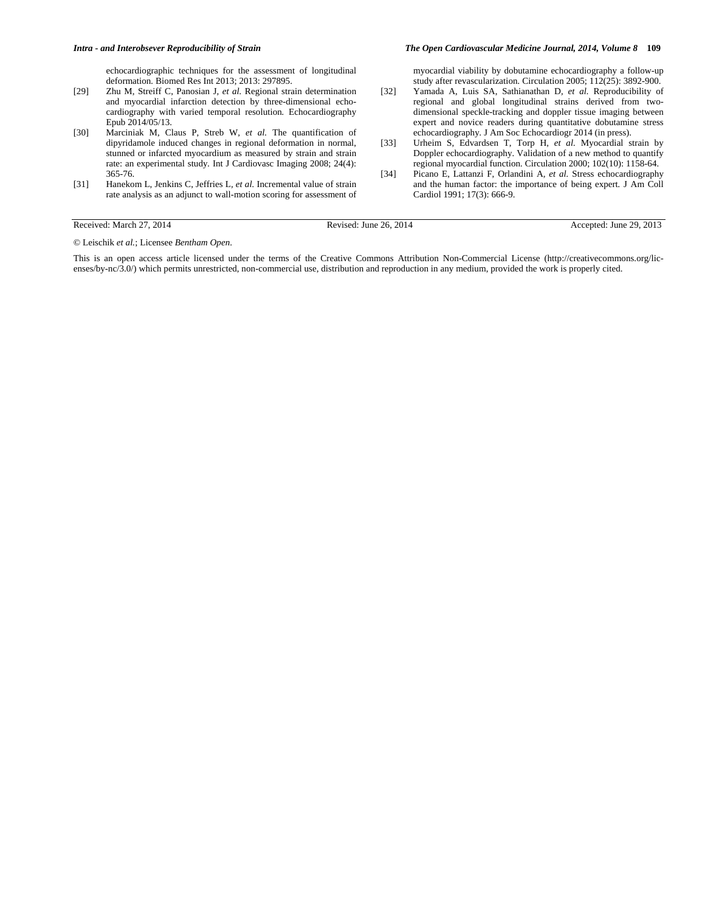echocardiographic techniques for the assessment of longitudinal deformation. Biomed Res Int 2013; 2013: 297895.

[29] Zhu M, Streiff C, Panosian J, *et al.* Regional strain determination and myocardial infarction detection by three-dimensional echocardiography with varied temporal resolution. Echocardiography Epub 2014/05/13.

[30] Marciniak M, Claus P, Streb W, *et al.* The quantification of dipyridamole induced changes in regional deformation in normal, stunned or infarcted myocardium as measured by strain and strain rate: an experimental study. Int J Cardiovasc Imaging 2008; 24(4): 365-76.

[31] Hanekom L, Jenkins C, Jeffries L, *et al.* Incremental value of strain rate analysis as an adjunct to wall-motion scoring for assessment of myocardial viability by dobutamine echocardiography a follow-up study after revascularization. Circulation 2005; 112(25): 3892-900.

[32] Yamada A, Luis SA, Sathianathan D, *et al.* Reproducibility of regional and global longitudinal strains derived from two-dimensional speckle-tracking and doppler tissue imaging between expert and novice readers during quantitative dobutamine stress echocardiography. J Am Soc Echocardiogr 2014 (in press).

[33] Urheim S, Edvardsen T, Torp H, *et al.* Myocardial strain by Doppler echocardiography. Validation of a new method to quantify regional myocardial function. Circulation 2000; 102(10): 1158-64.

[34] Picano E, Lattanzi F, Orlandini A, *et al.* Stress echocardiography and the human factor: the importance of being expert. J Am Coll Cardiol 1991; 17(3): 666-9.

Received: March 27, 2014 Revised: June 26, 2014 Accepted: June 29, 2013

© Leischik *et al.*; Licensee *Bentham Open*.

This is an open access article licensed under the terms of the Creative Commons Attribution Non-Commercial License (http://creativecommons.org/licenses/by-nc/3.0/) which permits unrestricted, non-commercial use, distribution and reproduction in any medium, provided the work is properly cited.